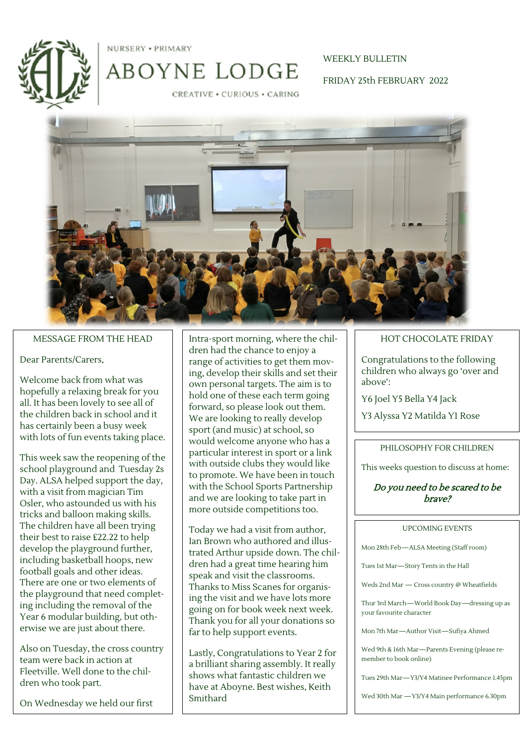NURSERY • PRIMARY

# ABOYNE LODGE

CREATIVE • CURIOUS • CARING

WEEKLY BULLETIN

FRIDAY 25th FEBRUARY 2022

## MESSAGE FROM THE HEAD

Dear Parents/Carers,

Welcome back from what was hopefully a relaxing break for you all. It has been lovely to see all of the children back in school and it has certainly been a busy week with lots of fun events taking place.

This week saw the reopening of the school playground and Tuesday 2s Day. ALSA helped support the day, with a visit from magician Tim Osler, who astounded us with his tricks and balloon making skills. The children have all been trying their best to raise £22.22 to help develop the playground further, including basketball hoops, new football goals and other ideas. There are one or two elements of the playground that need completing including the removal of the Year 6 modular building, but otherwise we are just about there.

Also on Tuesday, the cross country team were back in action at Fleetville. Well done to the children who took part.

On Wednesday we held our first Intra-sport morning, where the children had the chance to enjoy a range of activities to get them moving, develop their skills and set their own personal targets. The aim is to hold one of these each term going forward, so please look out them. We are looking to really develop sport (and music) at school, so would welcome anyone who has a particular interest in sport or a link with outside clubs they would like to promote. We have been in touch with the School Sports Partnership and we are looking to take part in more outside competitions too.

Today we had a visit from author, Ian Brown who authored and illustrated Arthur upside down. The children had a great time hearing him speak and visit the classrooms. Thanks to Miss Scanes for organising the visit and we have lots more going on for book week next week. Thank you for all your donations so far to help support events.

Lastly, Congratulations to Year 2 for a brilliant sharing assembly. It really shows what fantastic children we have at Aboyne. Best wishes, Keith Smithard

## HOT CHOCOLATE FRIDAY

Congratulations to the following children who always go 'over and above':

Y6 Joel Y5 Bella Y4 Jack

Y3 Alyssa Y2 Matilda Y1 Rose

## PHILOSOPHY FOR CHILDREN

This weeks question to discuss at home:

***Do you need to be scared to be brave?***

## UPCOMING EVENTS

Mon 28th Feb—ALSA Meeting (Staff room)

Tues 1st Mar—Story Tents in the Hall

Weds 2nd Mar — Cross country @ Wheatfields

Thur 3rd March—World Book Day—dressing up as your favourite character

Mon 7th Mar—Author Visit—Sufiya Ahmed

Wed 9th & 16th Mar—Parents Evening (please remember to book online)

Tues 29th Mar—Y3/Y4 Matinee Performance 1.45pm

Wed 30th Mar —Y3/Y4 Main performance 6.30pm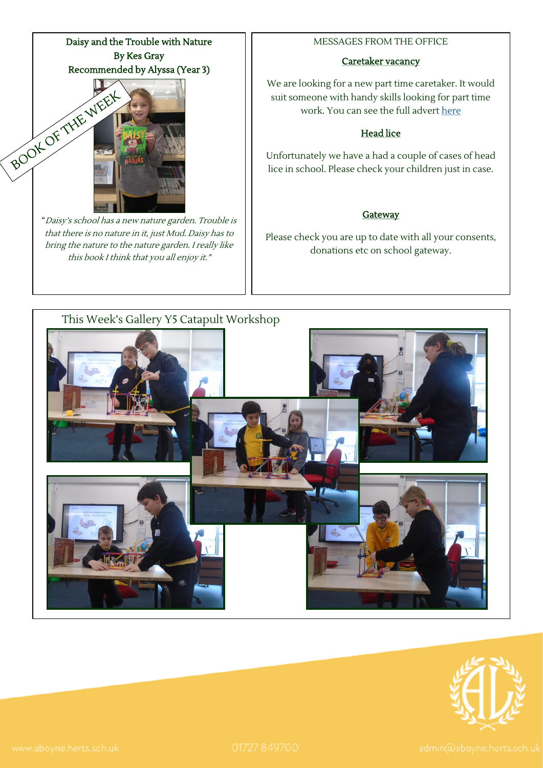## Daisy and the Trouble with Nature

**By Kes Gray**

**Recommended by Alyssa (Year 3)**

BOOK OF THE WEEK

*"Daisy's school has a new nature garden. Trouble is that there is no nature in it, just Mud. Daisy has to bring the nature to the nature garden. I really like this book I think that you all enjoy it."*

## MESSAGES FROM THE OFFICE

### Caretaker vacancy

We are looking for a new part time caretaker. It would suit someone with handy skills looking for part time work. You can see the full advert here

### Head lice

Unfortunately we have a had a couple of cases of head lice in school. Please check your children just in case.

### Gateway

Please check you are up to date with all your consents, donations etc on school gateway.

## This Week's Gallery Y5 Catapult Workshop